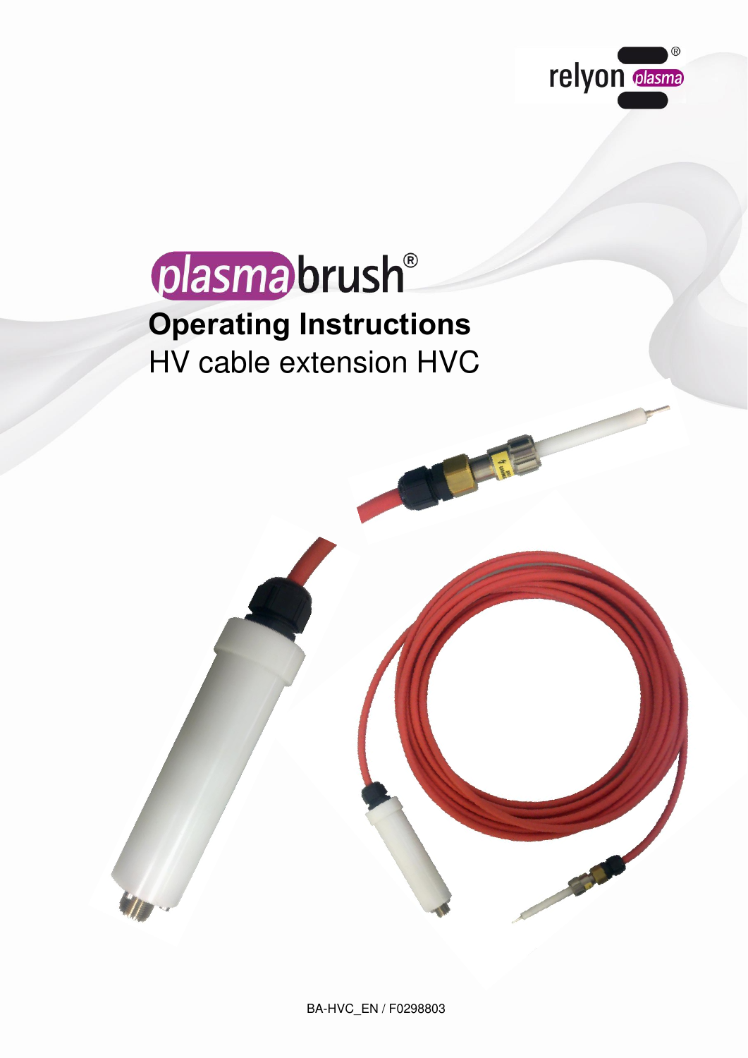relyon plasma®

# plasmabrush®

## Operating Instructions

HV cable extension HVC

BA-HVC_EN / F0298803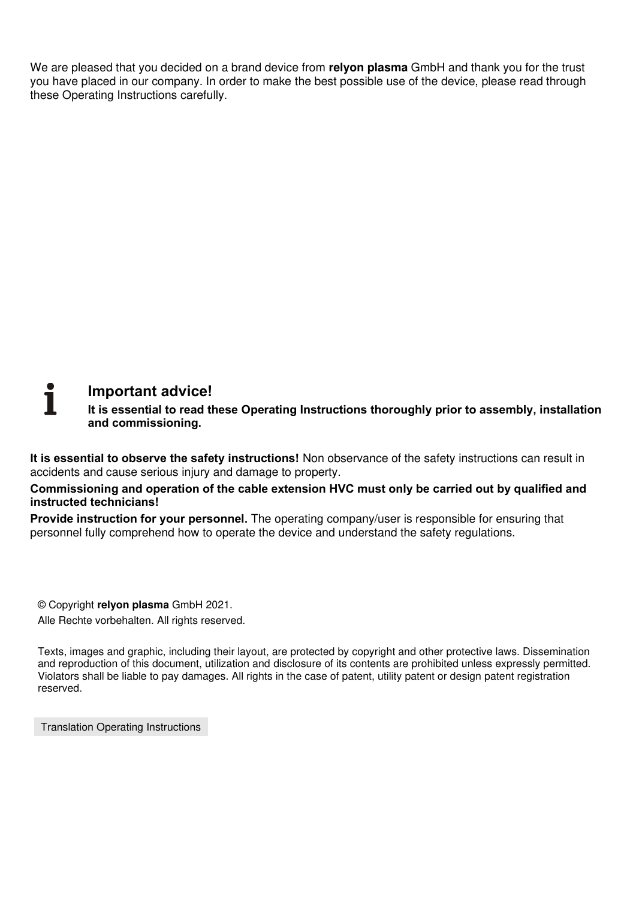We are pleased that you decided on a brand device from **relyon plasma** GmbH and thank you for the trust you have placed in our company. In order to make the best possible use of the device, please read through these Operating Instructions carefully.

### Important advice!

**It is essential to read these Operating Instructions thoroughly prior to assembly, installation and commissioning.**

**It is essential to observe the safety instructions!** Non observance of the safety instructions can result in accidents and cause serious injury and damage to property.

**Commissioning and operation of the cable extension HVC must only be carried out by qualified and instructed technicians!**

**Provide instruction for your personnel.** The operating company/user is responsible for ensuring that personnel fully comprehend how to operate the device and understand the safety regulations.

© Copyright **relyon plasma** GmbH 2021.

Alle Rechte vorbehalten. All rights reserved.

Texts, images and graphic, including their layout, are protected by copyright and other protective laws. Dissemination and reproduction of this document, utilization and disclosure of its contents are prohibited unless expressly permitted. Violators shall be liable to pay damages. All rights in the case of patent, utility patent or design patent registration reserved.

Translation Operating Instructions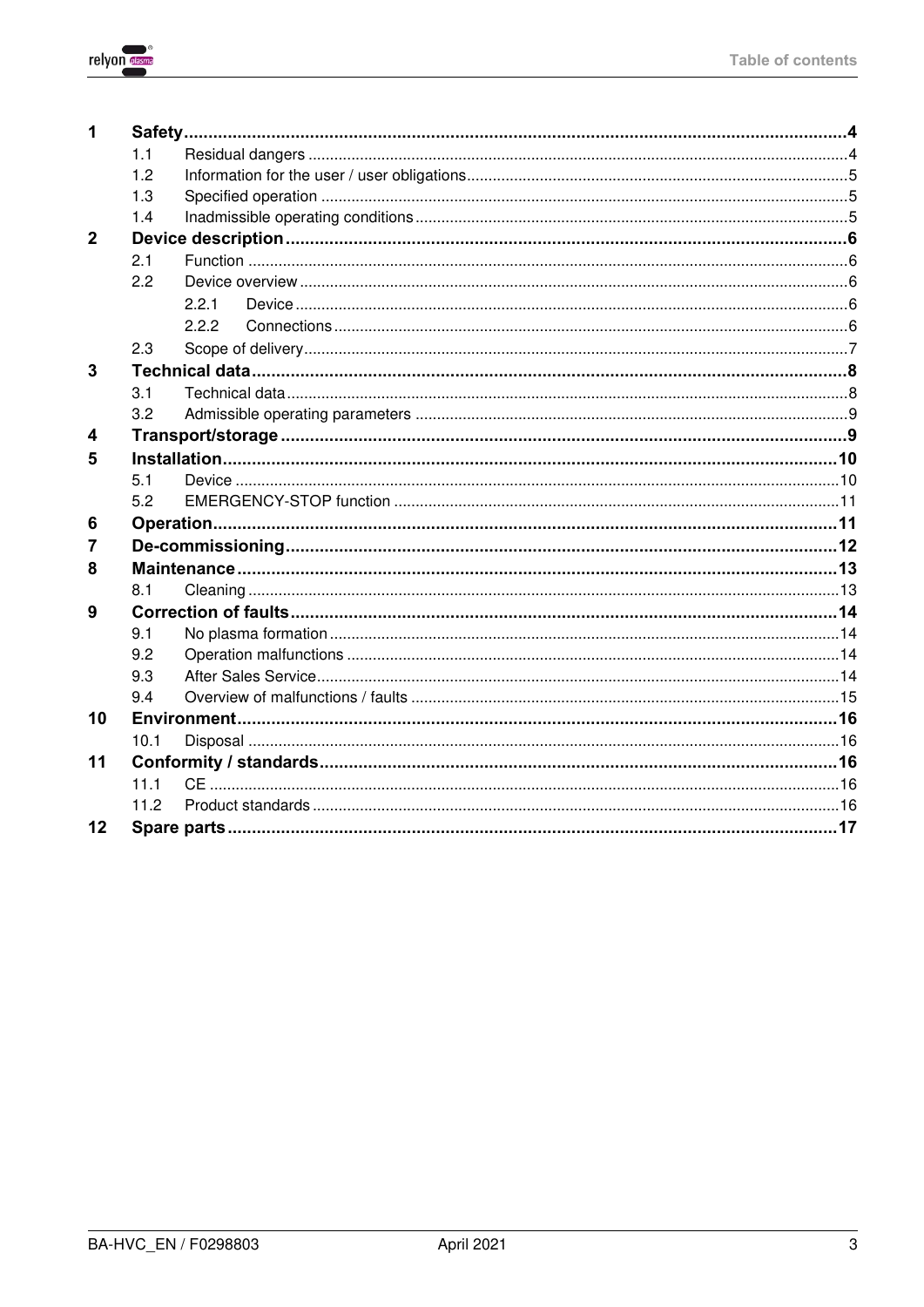# Table of contents

| | | |
|---|---|---|
| **1** | **Safety** | **4** |
| 1.1 | Residual dangers | 4 |
| 1.2 | Information for the user / user obligations | 5 |
| 1.3 | Specified operation | 5 |
| 1.4 | Inadmissible operating conditions | 5 |
| **2** | **Device description** | **6** |
| 2.1 | Function | 6 |
| 2.2 | Device overview | 6 |
| 2.2.1 | Device | 6 |
| 2.2.2 | Connections | 6 |
| 2.3 | Scope of delivery | 7 |
| **3** | **Technical data** | **8** |
| 3.1 | Technical data | 8 |
| 3.2 | Admissible operating parameters | 9 |
| **4** | **Transport/storage** | **9** |
| **5** | **Installation** | **10** |
| 5.1 | Device | 10 |
| 5.2 | EMERGENCY-STOP function | 11 |
| **6** | **Operation** | **11** |
| **7** | **De-commissioning** | **12** |
| **8** | **Maintenance** | **13** |
| 8.1 | Cleaning | 13 |
| **9** | **Correction of faults** | **14** |
| 9.1 | No plasma formation | 14 |
| 9.2 | Operation malfunctions | 14 |
| 9.3 | After Sales Service | 14 |
| 9.4 | Overview of malfunctions / faults | 15 |
| **10** | **Environment** | **16** |
| 10.1 | Disposal | 16 |
| **11** | **Conformity / standards** | **16** |
| 11.1 | CE | 16 |
| 11.2 | Product standards | 16 |
| **12** | **Spare parts** | **17** |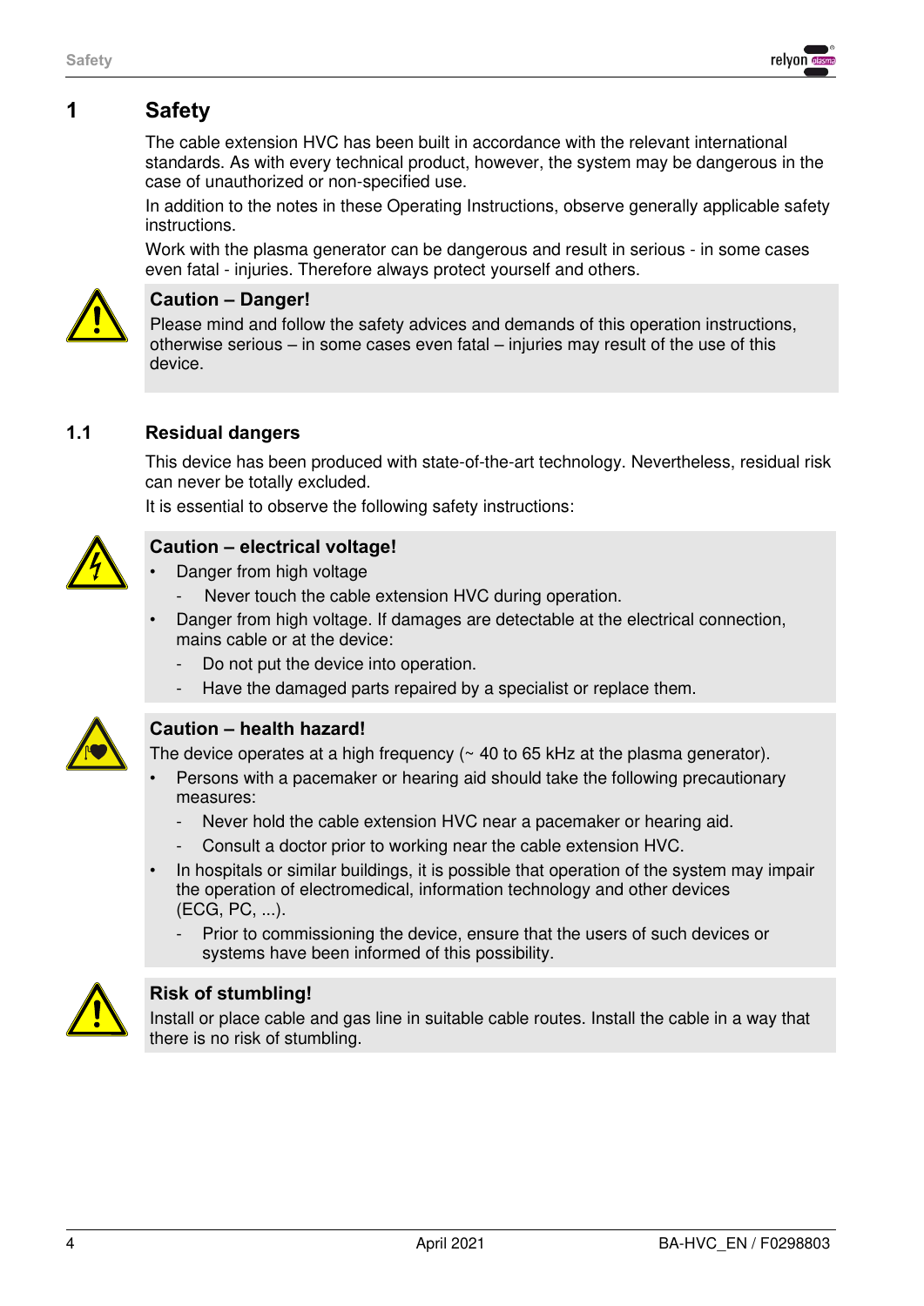# 1 Safety

The cable extension HVC has been built in accordance with the relevant international standards. As with every technical product, however, the system may be dangerous in the case of unauthorized or non-specified use.

In addition to the notes in these Operating Instructions, observe generally applicable safety instructions.

Work with the plasma generator can be dangerous and result in serious - in some cases even fatal - injuries. Therefore always protect yourself and others.

**Caution – Danger!**

Please mind and follow the safety advices and demands of this operation instructions, otherwise serious – in some cases even fatal – injuries may result of the use of this device.

## 1.1 Residual dangers

This device has been produced with state-of-the-art technology. Nevertheless, residual risk can never be totally excluded.

It is essential to observe the following safety instructions:

**Caution – electrical voltage!**

- Danger from high voltage
  - Never touch the cable extension HVC during operation.
- Danger from high voltage. If damages are detectable at the electrical connection, mains cable or at the device:
  - Do not put the device into operation.
  - Have the damaged parts repaired by a specialist or replace them.

**Caution – health hazard!**

The device operates at a high frequency (~ 40 to 65 kHz at the plasma generator).

- Persons with a pacemaker or hearing aid should take the following precautionary measures:
  - Never hold the cable extension HVC near a pacemaker or hearing aid.
  - Consult a doctor prior to working near the cable extension HVC.
- In hospitals or similar buildings, it is possible that operation of the system may impair the operation of electromedical, information technology and other devices (ECG, PC, ...).
  - Prior to commissioning the device, ensure that the users of such devices or systems have been informed of this possibility.

**Risk of stumbling!**

Install or place cable and gas line in suitable cable routes. Install the cable in a way that there is no risk of stumbling.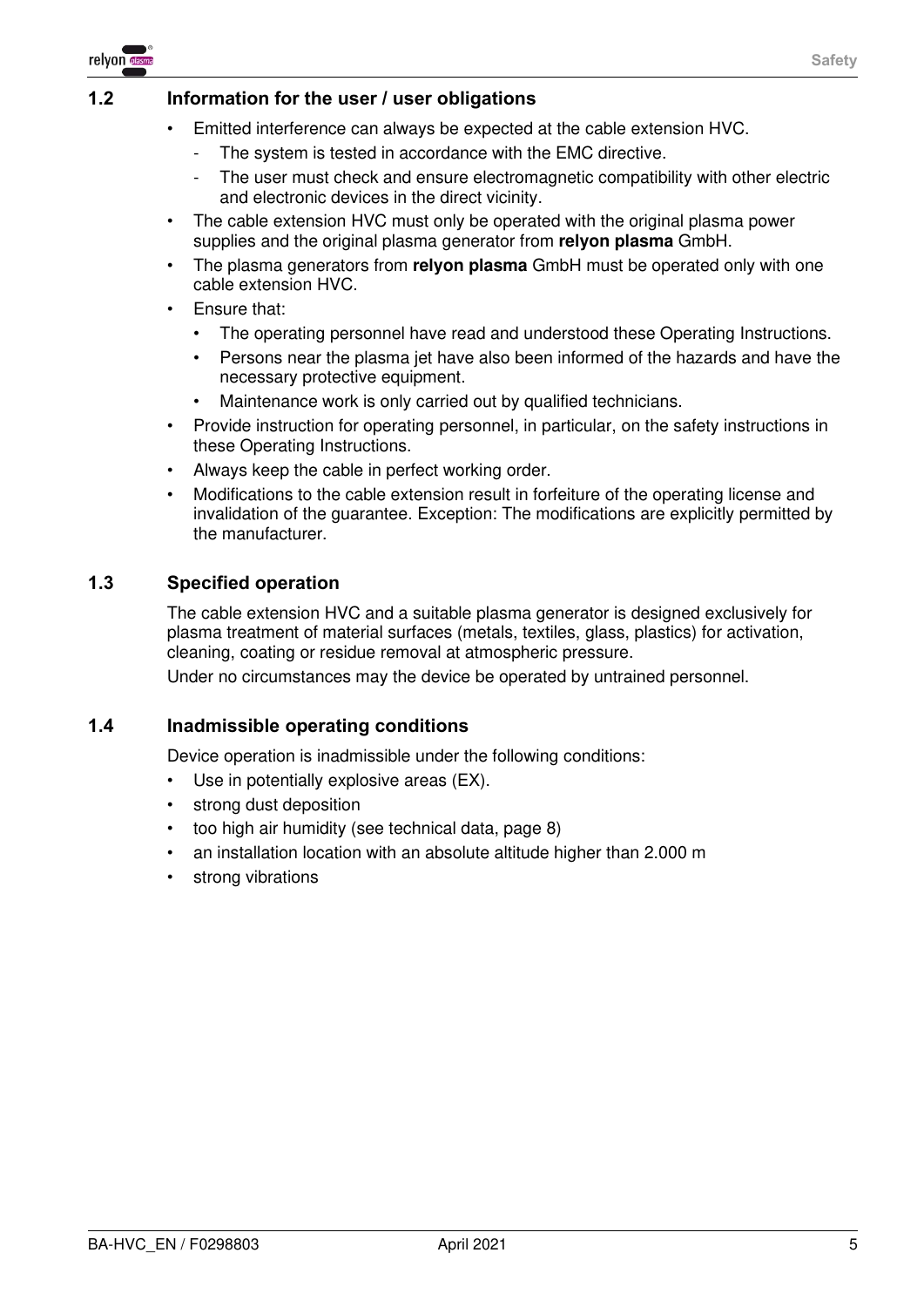## 1.2 Information for the user / user obligations

- Emitted interference can always be expected at the cable extension HVC.
  - The system is tested in accordance with the EMC directive.
  - The user must check and ensure electromagnetic compatibility with other electric and electronic devices in the direct vicinity.
- The cable extension HVC must only be operated with the original plasma power supplies and the original plasma generator from **relyon plasma** GmbH.
- The plasma generators from **relyon plasma** GmbH must be operated only with one cable extension HVC.
- Ensure that:
  - The operating personnel have read and understood these Operating Instructions.
  - Persons near the plasma jet have also been informed of the hazards and have the necessary protective equipment.
  - Maintenance work is only carried out by qualified technicians.
- Provide instruction for operating personnel, in particular, on the safety instructions in these Operating Instructions.
- Always keep the cable in perfect working order.
- Modifications to the cable extension result in forfeiture of the operating license and invalidation of the guarantee. Exception: The modifications are explicitly permitted by the manufacturer.

## 1.3 Specified operation

The cable extension HVC and a suitable plasma generator is designed exclusively for plasma treatment of material surfaces (metals, textiles, glass, plastics) for activation, cleaning, coating or residue removal at atmospheric pressure.

Under no circumstances may the device be operated by untrained personnel.

## 1.4 Inadmissible operating conditions

Device operation is inadmissible under the following conditions:

- Use in potentially explosive areas (EX).
- strong dust deposition
- too high air humidity (see technical data, page 8)
- an installation location with an absolute altitude higher than 2.000 m
- strong vibrations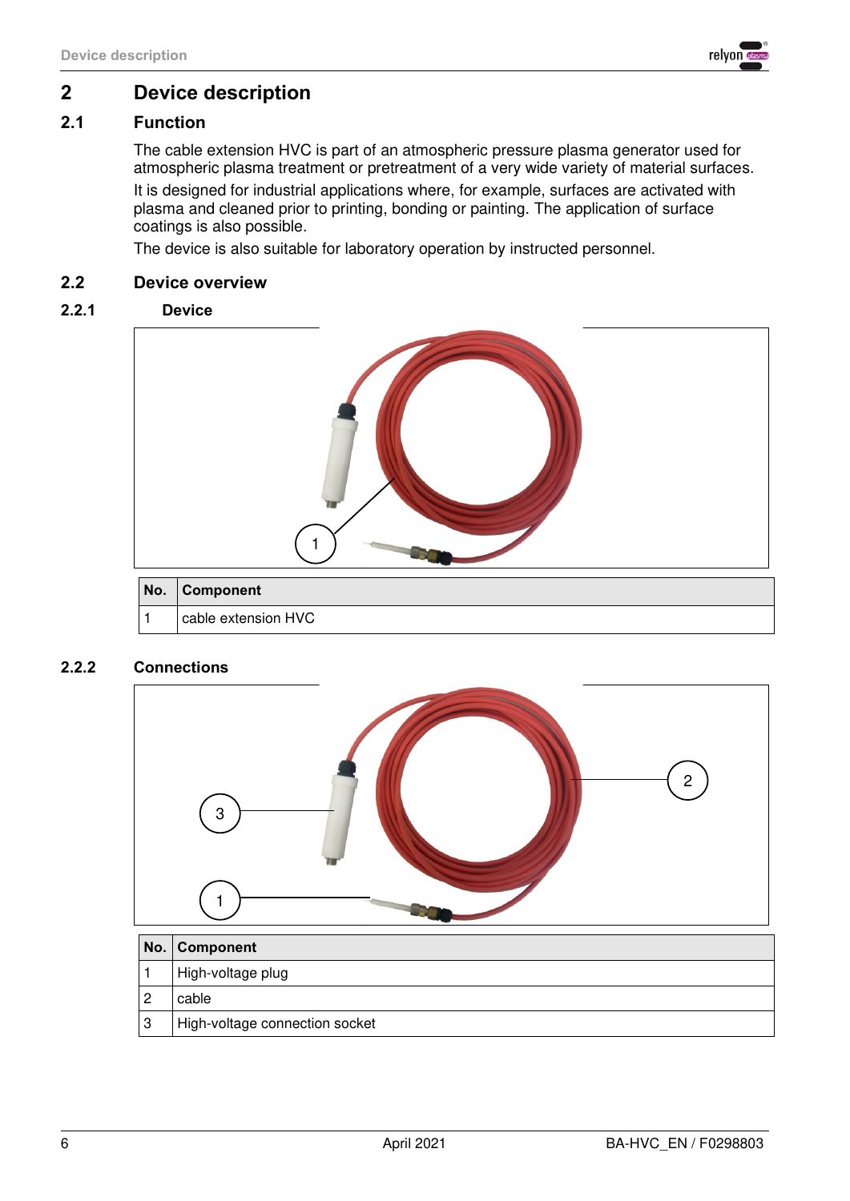# 2 Device description

## 2.1 Function

The cable extension HVC is part of an atmospheric pressure plasma generator used for atmospheric plasma treatment or pretreatment of a very wide variety of material surfaces.

It is designed for industrial applications where, for example, surfaces are activated with plasma and cleaned prior to printing, bonding or painting. The application of surface coatings is also possible.

The device is also suitable for laboratory operation by instructed personnel.

## 2.2 Device overview

### 2.2.1 Device

| No. | Component |
|---|---|
| 1 | cable extension HVC |

### 2.2.2 Connections

| No. | Component |
|---|---|
| 1 | High-voltage plug |
| 2 | cable |
| 3 | High-voltage connection socket |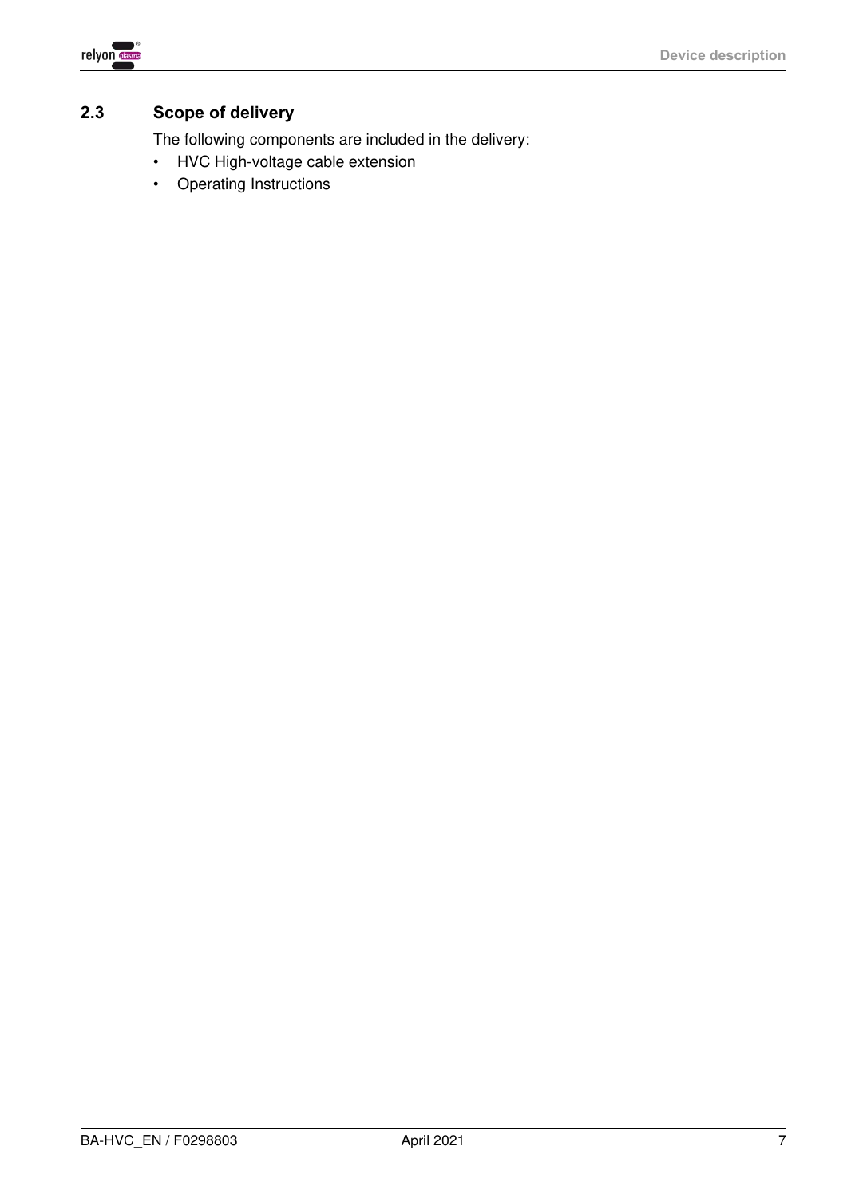## 2.3 Scope of delivery

The following components are included in the delivery:

- HVC High-voltage cable extension
- Operating Instructions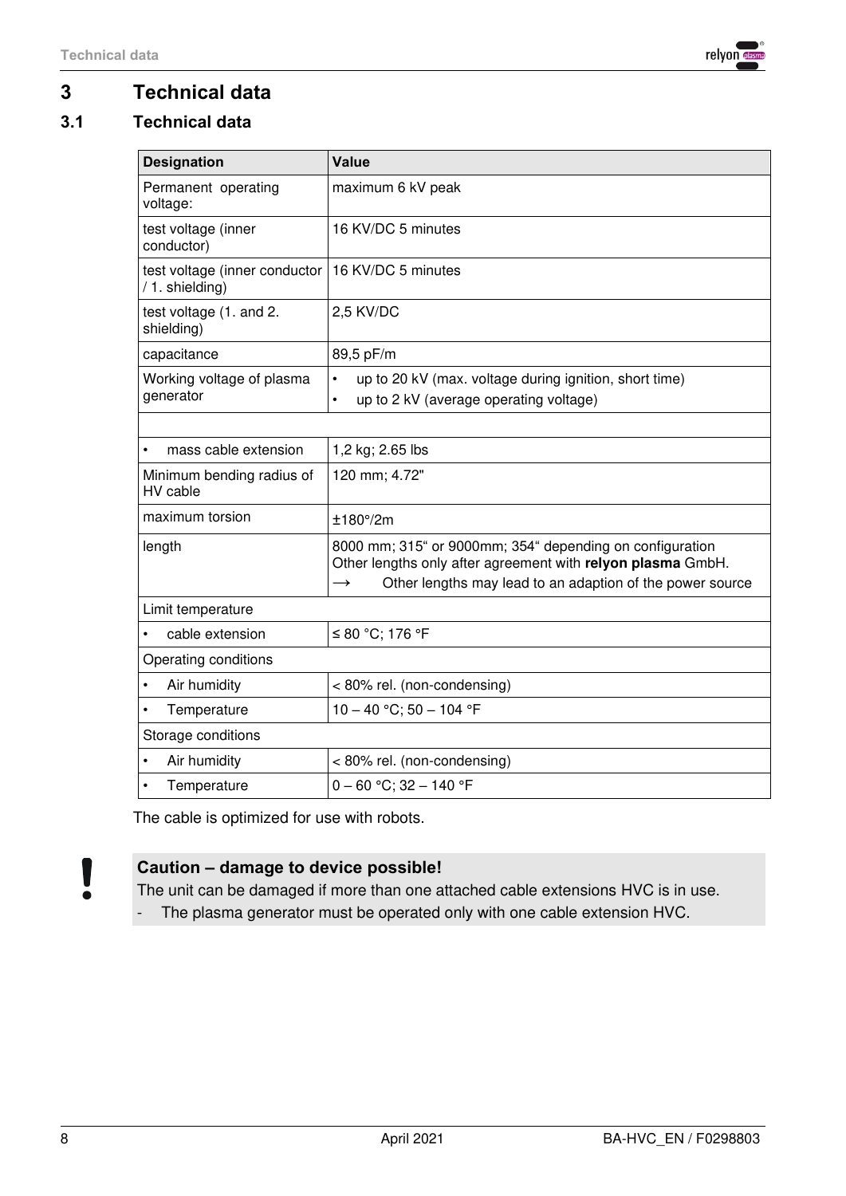# 3 Technical data

## 3.1 Technical data

| Designation | Value |
|---|---|
| Permanent operating voltage: | maximum 6 kV peak |
| test voltage (inner conductor) | 16 KV/DC 5 minutes |
| test voltage (inner conductor / 1. shielding) | 16 KV/DC 5 minutes |
| test voltage (1. and 2. shielding) | 2,5 KV/DC |
| capacitance | 89,5 pF/m |
| Working voltage of plasma generator | • up to 20 kV (max. voltage during ignition, short time)<br>• up to 2 kV (average operating voltage) |
| | |
| • mass cable extension | 1,2 kg; 2.65 lbs |
| Minimum bending radius of HV cable | 120 mm; 4.72" |
| maximum torsion | ±180°/2m |
| length | 8000 mm; 315" or 9000mm; 354" depending on configuration<br>Other lengths only after agreement with **relyon plasma** GmbH.<br>→ Other lengths may lead to an adaption of the power source |
| Limit temperature | |
| • cable extension | ≤ 80 °C; 176 °F |
| Operating conditions | |
| • Air humidity | < 80% rel. (non-condensing) |
| • Temperature | 10 – 40 °C; 50 – 104 °F |
| Storage conditions | |
| • Air humidity | < 80% rel. (non-condensing) |
| • Temperature | 0 – 60 °C; 32 – 140 °F |

The cable is optimized for use with robots.

**Caution – damage to device possible!**

The unit can be damaged if more than one attached cable extensions HVC is in use.

- The plasma generator must be operated only with one cable extension HVC.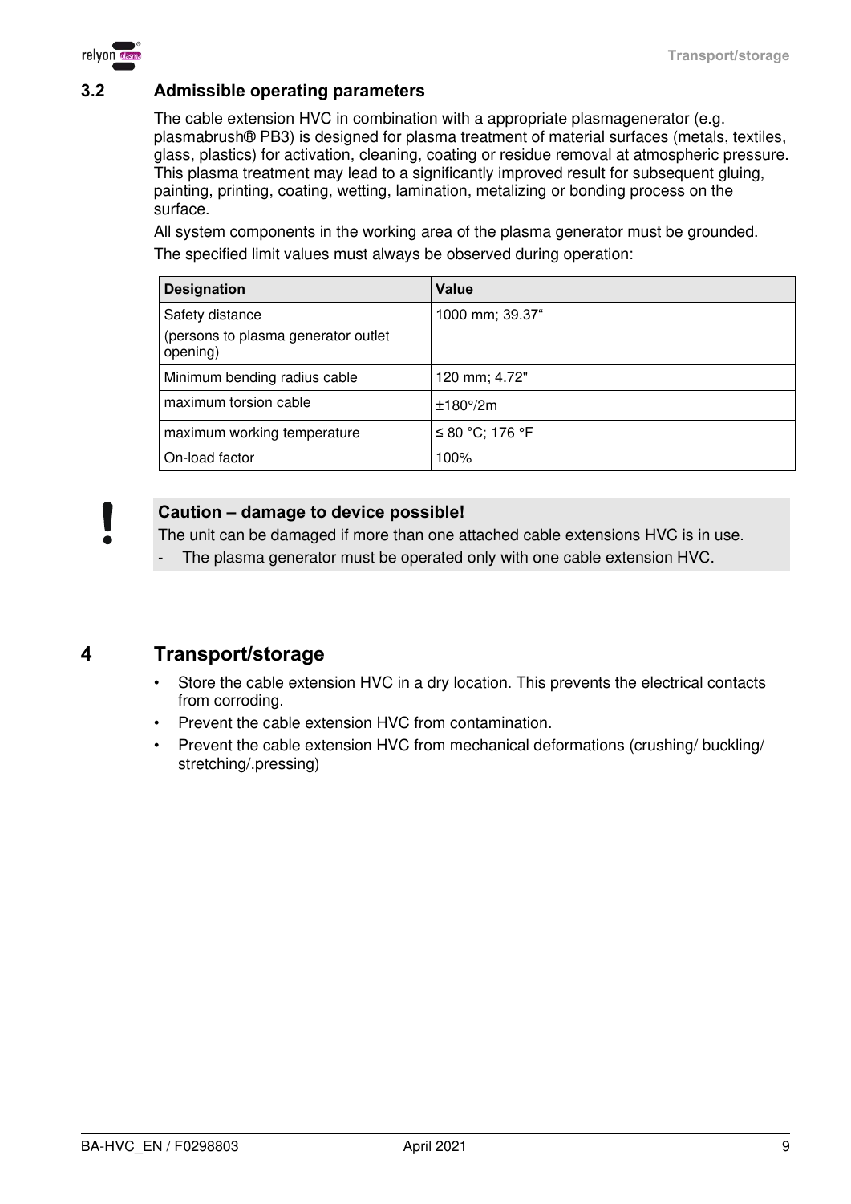## 3.2 Admissible operating parameters

The cable extension HVC in combination with a appropriate plasmagenerator (e.g. plasmabrush® PB3) is designed for plasma treatment of material surfaces (metals, textiles, glass, plastics) for activation, cleaning, coating or residue removal at atmospheric pressure. This plasma treatment may lead to a significantly improved result for subsequent gluing, painting, printing, coating, wetting, lamination, metalizing or bonding process on the surface.

All system components in the working area of the plasma generator must be grounded.

The specified limit values must always be observed during operation:

| Designation | Value |
|---|---|
| Safety distance<br>(persons to plasma generator outlet opening) | 1000 mm; 39.37“ |
| Minimum bending radius cable | 120 mm; 4.72" |
| maximum torsion cable | ±180°/2m |
| maximum working temperature | ≤ 80 °C; 176 °F |
| On-load factor | 100% |

**Caution – damage to device possible!**

The unit can be damaged if more than one attached cable extensions HVC is in use.

- The plasma generator must be operated only with one cable extension HVC.

# 4 Transport/storage

- Store the cable extension HVC in a dry location. This prevents the electrical contacts from corroding.
- Prevent the cable extension HVC from contamination.
- Prevent the cable extension HVC from mechanical deformations (crushing/ buckling/ stretching/.pressing)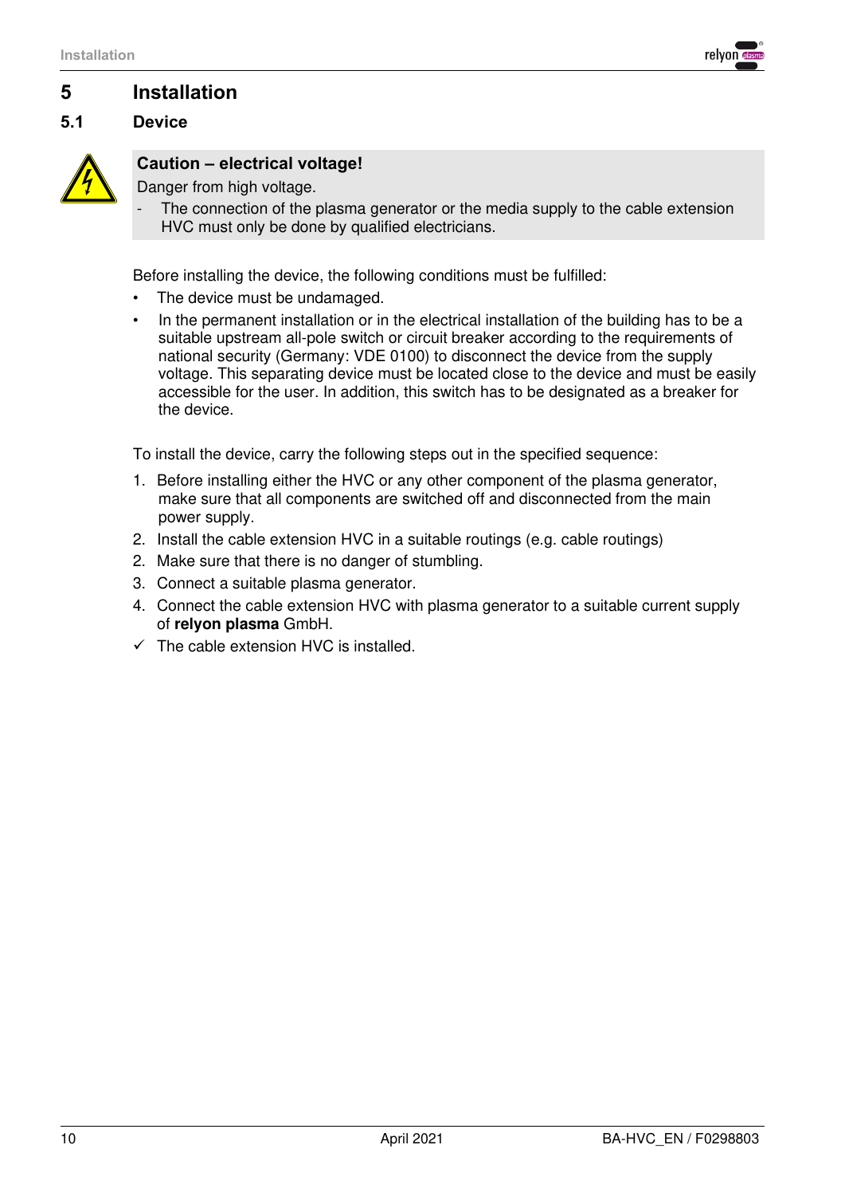# 5 Installation

## 5.1 Device

**Caution – electrical voltage!**

Danger from high voltage.

- The connection of the plasma generator or the media supply to the cable extension HVC must only be done by qualified electricians.

Before installing the device, the following conditions must be fulfilled:

- The device must be undamaged.
- In the permanent installation or in the electrical installation of the building has to be a suitable upstream all-pole switch or circuit breaker according to the requirements of national security (Germany: VDE 0100) to disconnect the device from the supply voltage. This separating device must be located close to the device and must be easily accessible for the user. In addition, this switch has to be designated as a breaker for the device.

To install the device, carry the following steps out in the specified sequence:

1. Before installing either the HVC or any other component of the plasma generator, make sure that all components are switched off and disconnected from the main power supply.
2. Install the cable extension HVC in a suitable routings (e.g. cable routings)
2. Make sure that there is no danger of stumbling.
3. Connect a suitable plasma generator.
4. Connect the cable extension HVC with plasma generator to a suitable current supply of **relyon plasma** GmbH.

✓ The cable extension HVC is installed.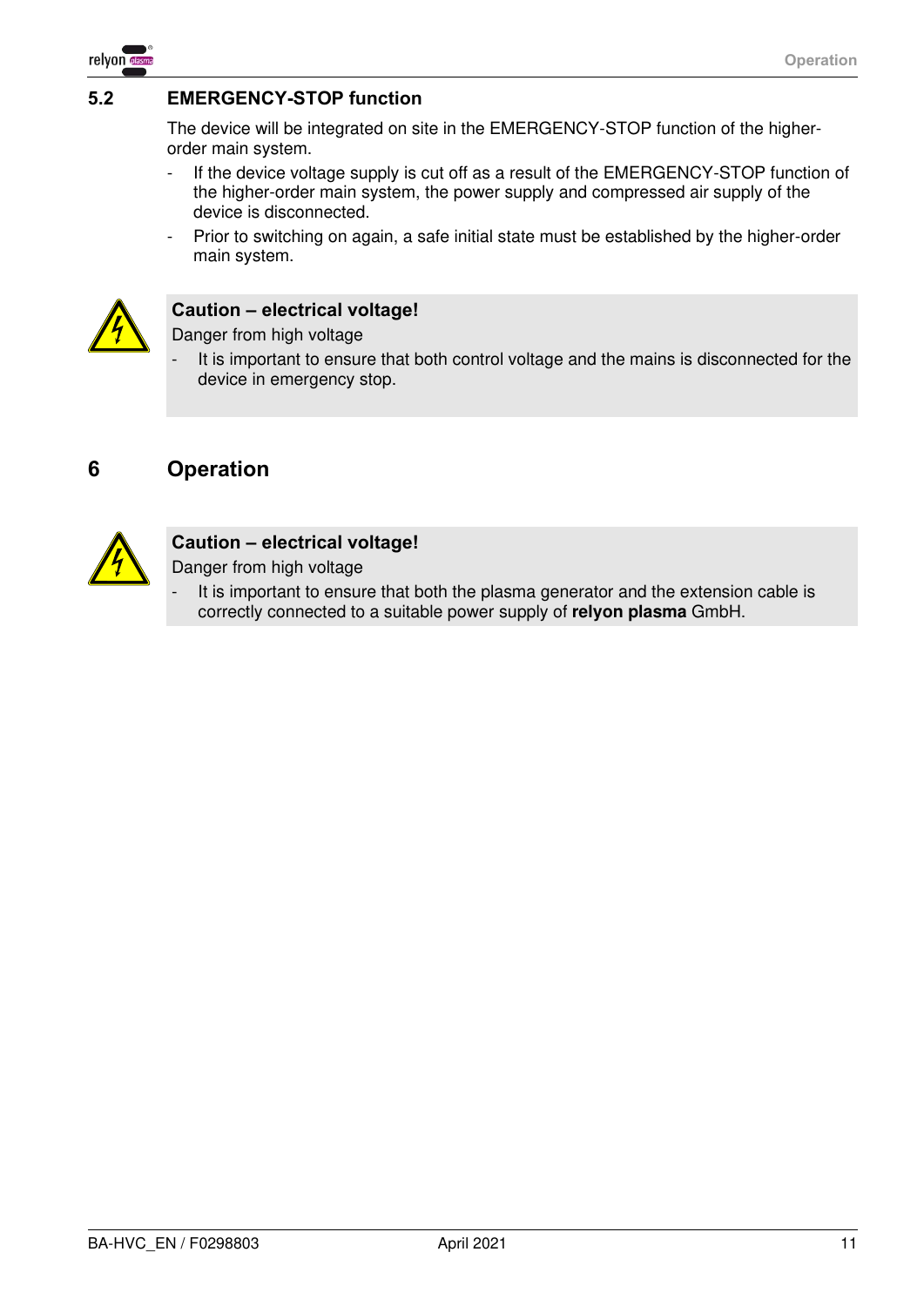## 5.2 EMERGENCY-STOP function

The device will be integrated on site in the EMERGENCY-STOP function of the higher-order main system.

- If the device voltage supply is cut off as a result of the EMERGENCY-STOP function of the higher-order main system, the power supply and compressed air supply of the device is disconnected.
- Prior to switching on again, a safe initial state must be established by the higher-order main system.

**Caution – electrical voltage!**

Danger from high voltage

- It is important to ensure that both control voltage and the mains is disconnected for the device in emergency stop.

# 6 Operation

**Caution – electrical voltage!**

Danger from high voltage

- It is important to ensure that both the plasma generator and the extension cable is correctly connected to a suitable power supply of **relyon plasma** GmbH.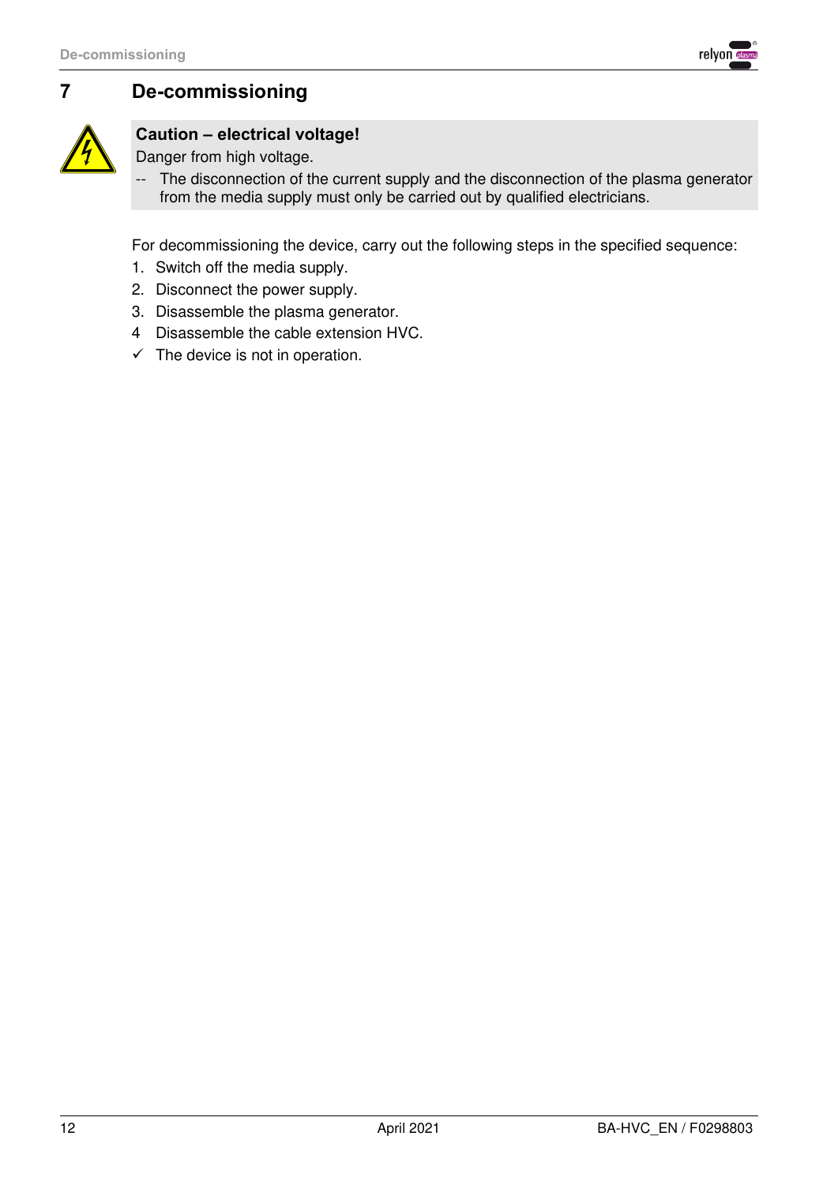# 7 De-commissioning

**Caution – electrical voltage!**

Danger from high voltage.

-- The disconnection of the current supply and the disconnection of the plasma generator from the media supply must only be carried out by qualified electricians.

For decommissioning the device, carry out the following steps in the specified sequence:

1. Switch off the media supply.
2. Disconnect the power supply.
3. Disassemble the plasma generator.
4. Disassemble the cable extension HVC.

✓ The device is not in operation.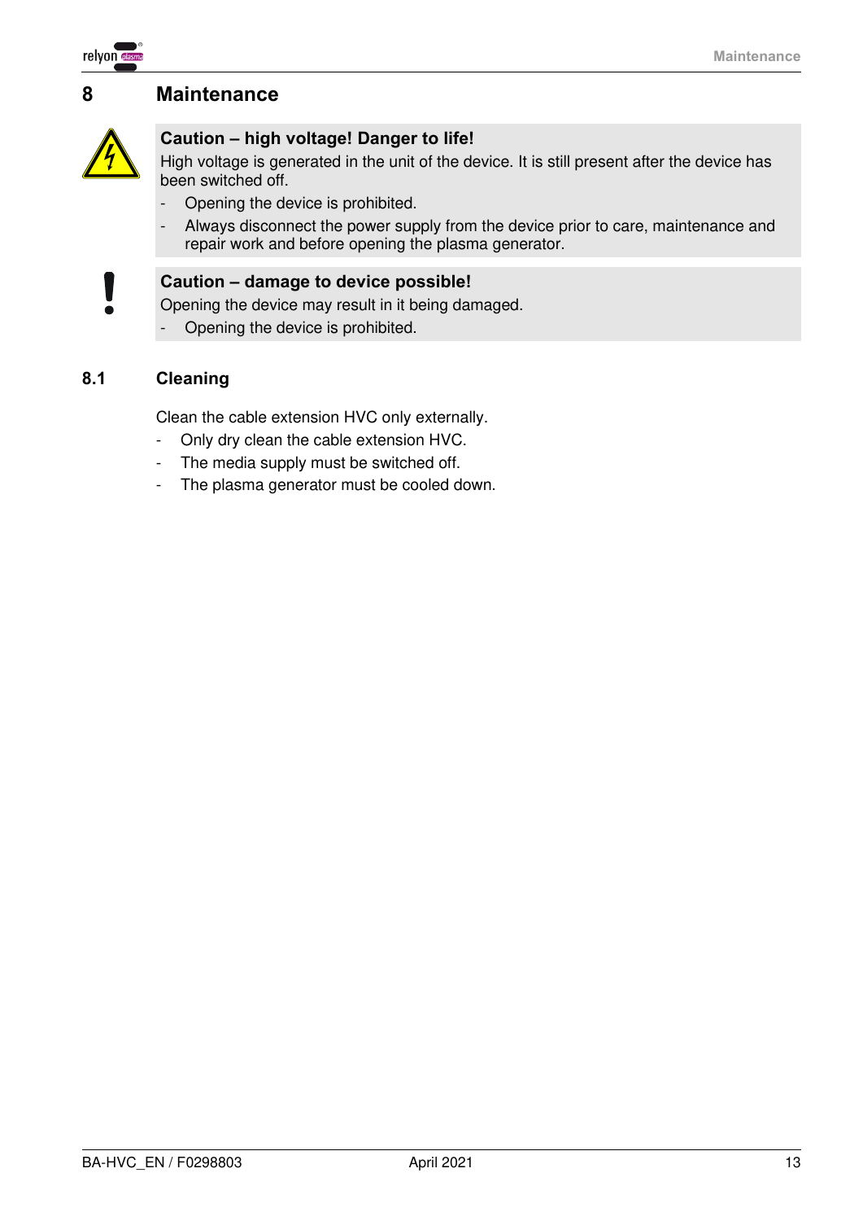# 8 Maintenance

**Caution – high voltage! Danger to life!**

High voltage is generated in the unit of the device. It is still present after the device has been switched off.

- Opening the device is prohibited.
- Always disconnect the power supply from the device prior to care, maintenance and repair work and before opening the plasma generator.

**Caution – damage to device possible!**

Opening the device may result in it being damaged.

- Opening the device is prohibited.

## 8.1 Cleaning

Clean the cable extension HVC only externally.

- Only dry clean the cable extension HVC.
- The media supply must be switched off.
- The plasma generator must be cooled down.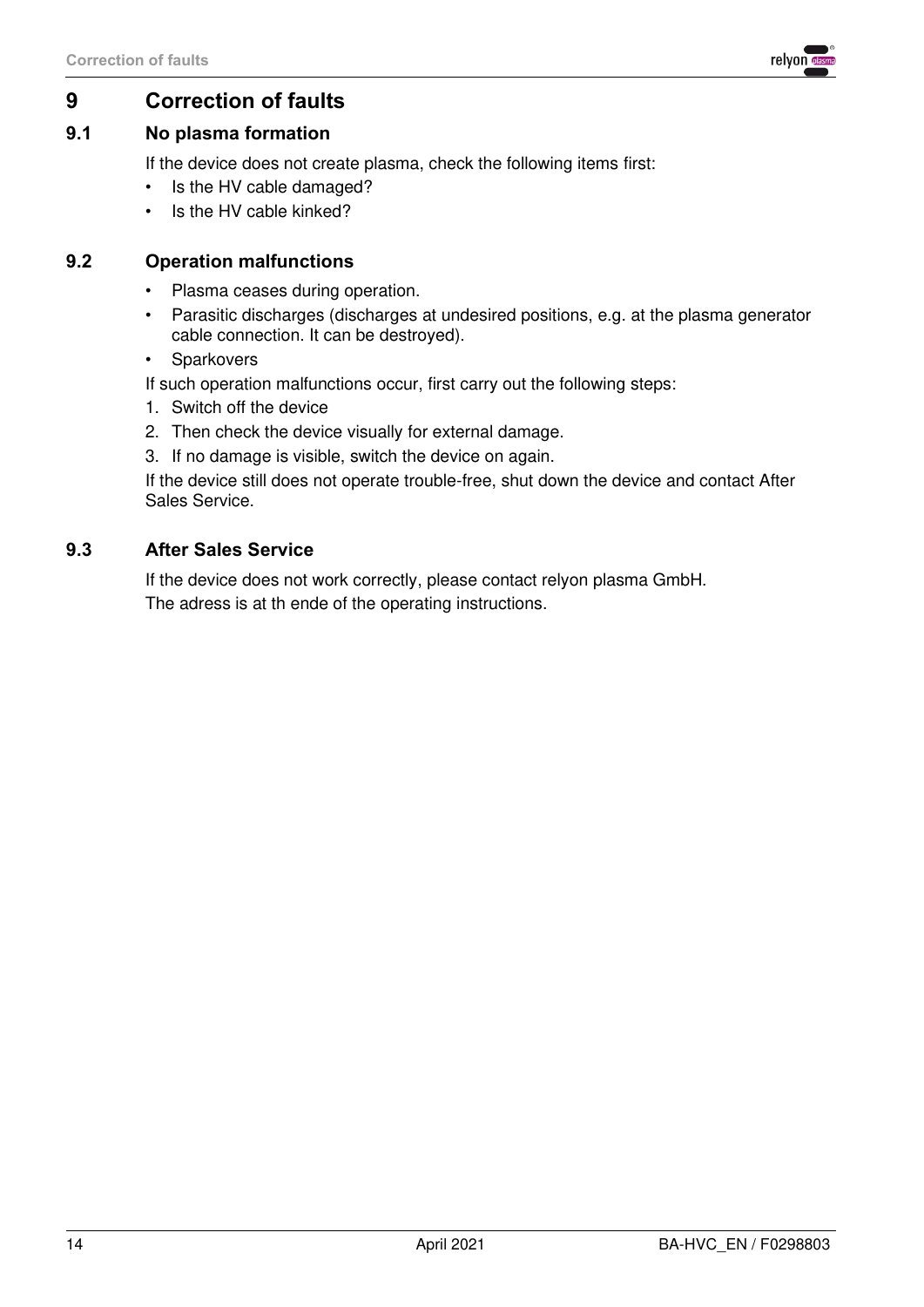# 9 Correction of faults

## 9.1 No plasma formation

If the device does not create plasma, check the following items first:

- Is the HV cable damaged?
- Is the HV cable kinked?

## 9.2 Operation malfunctions

- Plasma ceases during operation.
- Parasitic discharges (discharges at undesired positions, e.g. at the plasma generator cable connection. It can be destroyed).
- Sparkovers

If such operation malfunctions occur, first carry out the following steps:

1. Switch off the device
2. Then check the device visually for external damage.
3. If no damage is visible, switch the device on again.

If the device still does not operate trouble-free, shut down the device and contact After Sales Service.

## 9.3 After Sales Service

If the device does not work correctly, please contact relyon plasma GmbH.
The adress is at th ende of the operating instructions.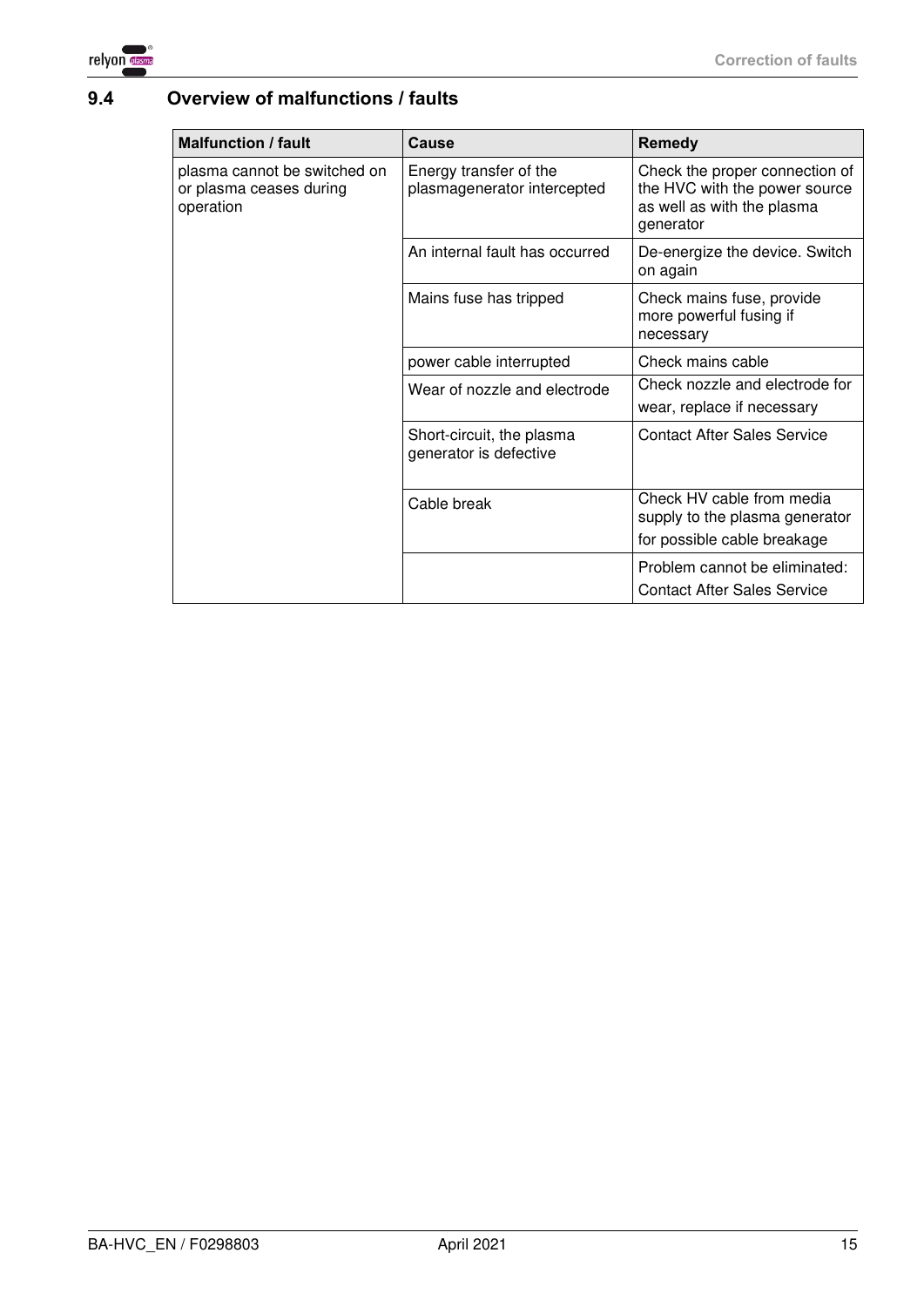## 9.4 Overview of malfunctions / faults

| Malfunction / fault | Cause | Remedy |
|---|---|---|
| plasma cannot be switched on or plasma ceases during operation | Energy transfer of the plasmagenerator intercepted | Check the proper connection of the HVC with the power source as well as with the plasma generator |
| | An internal fault has occurred | De-energize the device. Switch on again |
| | Mains fuse has tripped | Check mains fuse, provide more powerful fusing if necessary |
| | power cable interrupted | Check mains cable |
| | Wear of nozzle and electrode | Check nozzle and electrode for wear, replace if necessary |
| | Short-circuit, the plasma generator is defective | Contact After Sales Service |
| | Cable break | Check HV cable from media supply to the plasma generator for possible cable breakage |
| | | Problem cannot be eliminated: Contact After Sales Service |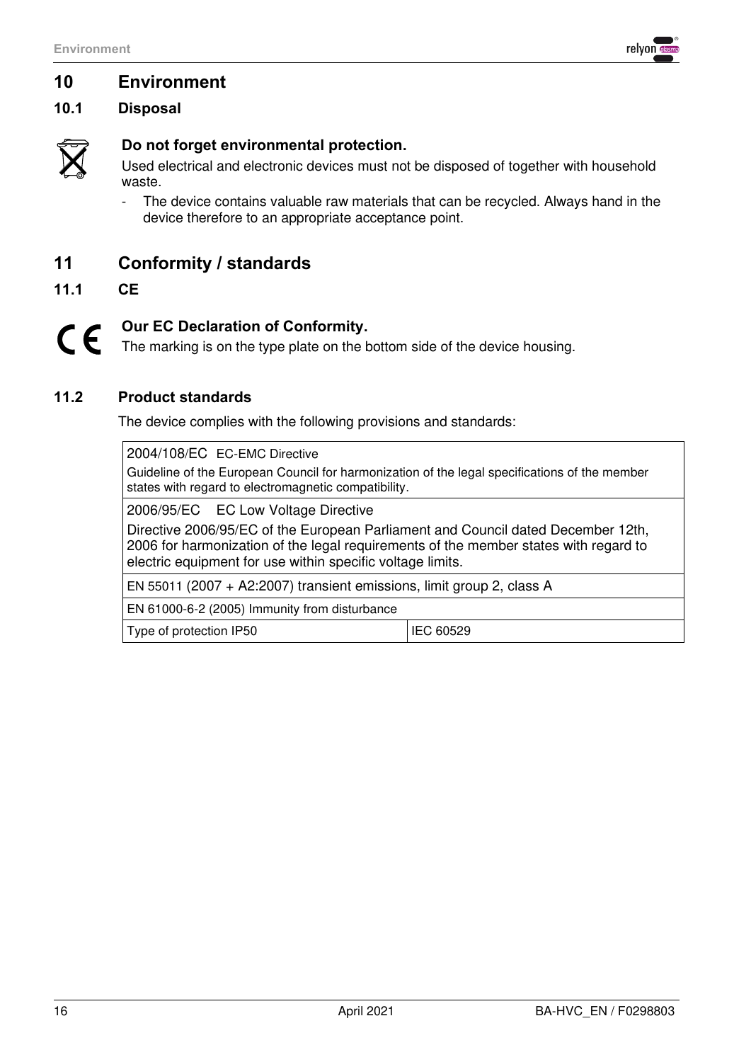# 10 Environment

## 10.1 Disposal

**Do not forget environmental protection.**

Used electrical and electronic devices must not be disposed of together with household waste.

- The device contains valuable raw materials that can be recycled. Always hand in the device therefore to an appropriate acceptance point.

# 11 Conformity / standards

## 11.1 CE

**Our EC Declaration of Conformity.**

The marking is on the type plate on the bottom side of the device housing.

## 11.2 Product standards

The device complies with the following provisions and standards:

| | |
|---|---|
| 2004/108/EC EC-EMC Directive<br>Guideline of the European Council for harmonization of the legal specifications of the member states with regard to electromagnetic compatibility. | |
| 2006/95/EC EC Low Voltage Directive<br>Directive 2006/95/EC of the European Parliament and Council dated December 12th, 2006 for harmonization of the legal requirements of the member states with regard to electric equipment for use within specific voltage limits. | |
| EN 55011 (2007 + A2:2007) transient emissions, limit group 2, class A | |
| EN 61000-6-2 (2005) Immunity from disturbance | |
| Type of protection IP50 | IEC 60529 |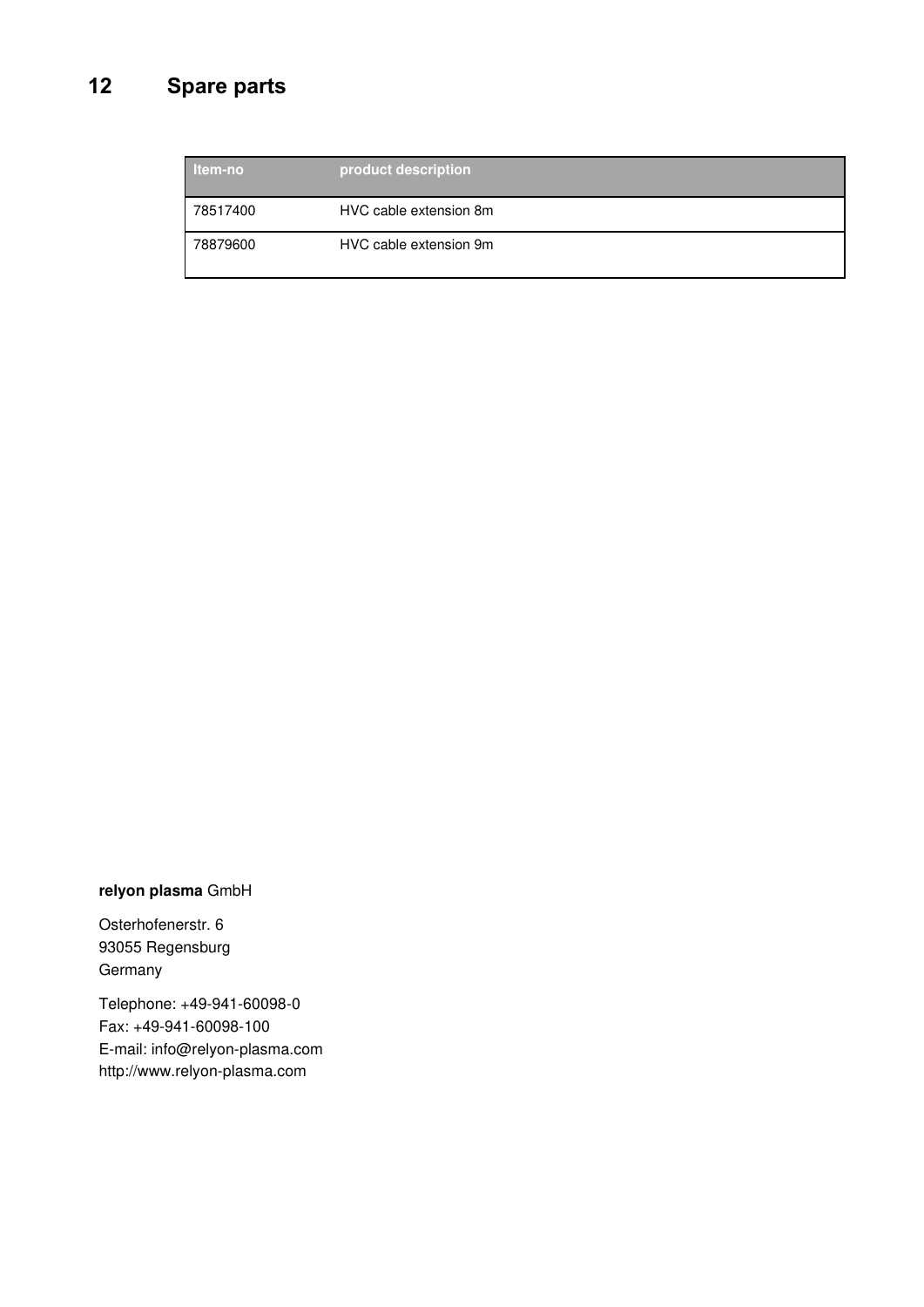# 12 Spare parts

| Item-no | product description |
|---|---|
| 78517400 | HVC cable extension 8m |
| 78879600 | HVC cable extension 9m |

**relyon plasma** GmbH

Osterhofenerstr. 6
93055 Regensburg
Germany

Telephone: +49-941-60098-0
Fax: +49-941-60098-100
E-mail: info@relyon-plasma.com
http://www.relyon-plasma.com